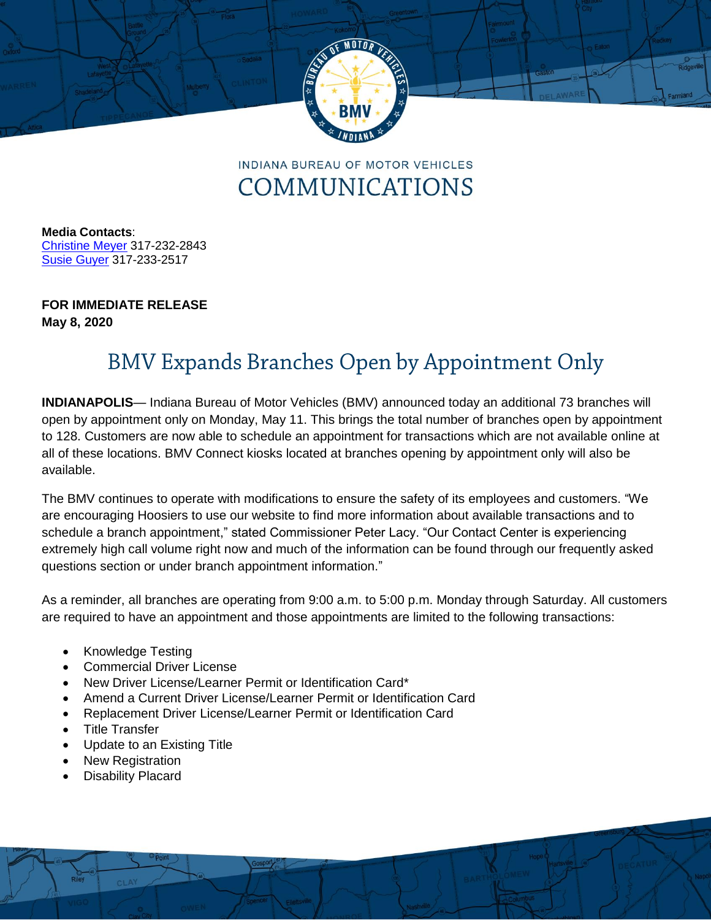INDIANA BUREAU OF MOTOR VEHICLES
COMMUNICATIONS

**Media Contacts**:
Christine Meyer 317-232-2843
Susie Guyer 317-233-2517

**FOR IMMEDIATE RELEASE**
**May 8, 2020**

# BMV Expands Branches Open by Appointment Only

**INDIANAPOLIS**— Indiana Bureau of Motor Vehicles (BMV) announced today an additional 73 branches will open by appointment only on Monday, May 11. This brings the total number of branches open by appointment to 128. Customers are now able to schedule an appointment for transactions which are not available online at all of these locations. BMV Connect kiosks located at branches opening by appointment only will also be available.

The BMV continues to operate with modifications to ensure the safety of its employees and customers. “We are encouraging Hoosiers to use our website to find more information about available transactions and to schedule a branch appointment,” stated Commissioner Peter Lacy. “Our Contact Center is experiencing extremely high call volume right now and much of the information can be found through our frequently asked questions section or under branch appointment information.”

As a reminder, all branches are operating from 9:00 a.m. to 5:00 p.m. Monday through Saturday. All customers are required to have an appointment and those appointments are limited to the following transactions:

- Knowledge Testing
- Commercial Driver License
- New Driver License/Learner Permit or Identification Card*
- Amend a Current Driver License/Learner Permit or Identification Card
- Replacement Driver License/Learner Permit or Identification Card
- Title Transfer
- Update to an Existing Title
- New Registration
- Disability Placard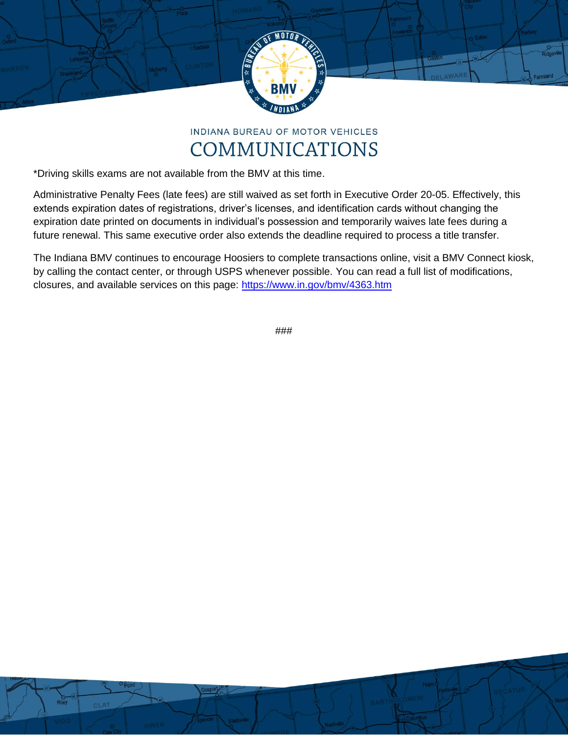*Driving skills exams are not available from the BMV at this time.

Administrative Penalty Fees (late fees) are still waived as set forth in Executive Order 20-05. Effectively, this extends expiration dates of registrations, driver's licenses, and identification cards without changing the expiration date printed on documents in individual's possession and temporarily waives late fees during a future renewal. This same executive order also extends the deadline required to process a title transfer.

The Indiana BMV continues to encourage Hoosiers to complete transactions online, visit a BMV Connect kiosk, by calling the contact center, or through USPS whenever possible. You can read a full list of modifications, closures, and available services on this page: https://www.in.gov/bmv/4363.htm

###